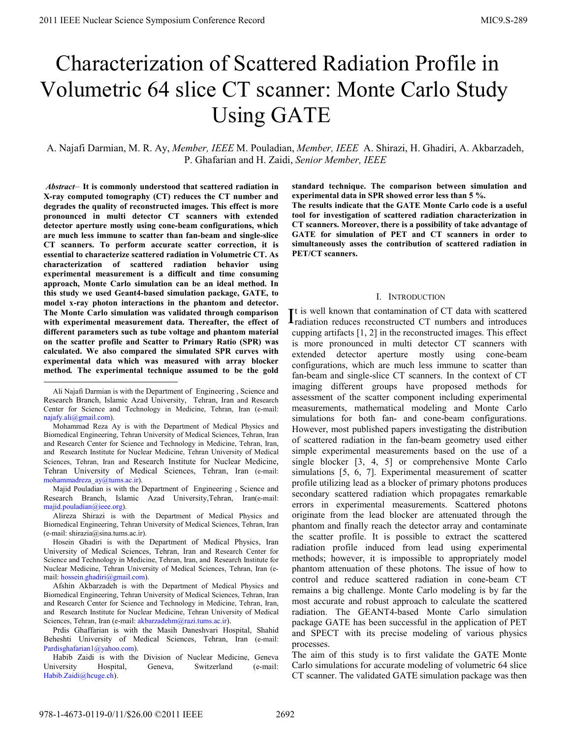# Characterization of Scattered Radiation Profile in Volumetric 64 slice CT scanner: Monte Carlo Study Using GATE

A. Najafi Darmian, M. R. Ay, *Member, IEEE* M. Pouladian, *Member, IEEE* A. Shirazi, H. Ghadiri, A. Akbarzadeh, P. Ghafarian and H. Zaidi, *Senior Member, IEEE*

***Abstract*– It is commonly understood that scattered radiation in X-ray computed tomography (CT) reduces the CT number and degrades the quality of reconstructed images. This effect is more pronounced in multi detector CT scanners with extended detector aperture mostly using cone-beam configurations, which are much less immune to scatter than fan-beam and single-slice CT scanners. To perform accurate scatter correction, it is essential to characterize scattered radiation in Volumetric CT. As characterization of scattered radiation behavior using experimental measurement is a difficult and time consuming approach, Monte Carlo simulation can be an ideal method. In this study we used Geant4-based simulation package, GATE, to model x-ray photon interactions in the phantom and detector. The Monte Carlo simulation was validated through comparison with experimental measurement data. Thereafter, the effect of different parameters such as tube voltage and phantom material on the scatter profile and Scatter to Primary Ratio (SPR) was calculated. We also compared the simulated SPR curves with experimental data which was measured with array blocker method. The experimental technique assumed to be the gold standard technique. The comparison between simulation and experimental data in SPR showed error less than 5 %.**

**The results indicate that the GATE Monte Carlo code is a useful tool for investigation of scattered radiation characterization in CT scanners. Moreover, there is a possibility of take advantage of GATE for simulation of PET and CT scanners in order to simultaneously asses the contribution of scattered radiation in PET/CT scanners.**

Ali Najafi Darmian is with the Department of Engineering , Science and Research Branch, Islamic Azad University, Tehran, Iran and Research Center for Science and Technology in Medicine, Tehran, Iran (e-mail: najafy.ali@gmail.com).

Mohammad Reza Ay is with the Department of Medical Physics and Biomedical Engineering, Tehran University of Medical Sciences, Tehran, Iran and Research Center for Science and Technology in Medicine, Tehran, Iran, and Research Institute for Nuclear Medicine, Tehran University of Medical Sciences, Tehran, Iran and Research Institute for Nuclear Medicine, Tehran University of Medical Sciences, Tehran, Iran (e-mail: mohammadreza_ay@tums.ac.ir).

Majid Pouladian is with the Department of Engineering , Science and Research Branch, Islamic Azad University,Tehran, Iran(e-mail: majid.pouladian@ieee.org).

Alireza Shirazi is with the Department of Medical Physics and Biomedical Engineering, Tehran University of Medical Sciences, Tehran, Iran (e-mail: shirazia@sina.tums.ac.ir).

Hosein Ghadiri is with the Department of Medical Physics, Iran University of Medical Sciences, Tehran, Iran and Research Center for Science and Technology in Medicine, Tehran, Iran, and Research Institute for Nuclear Medicine, Tehran University of Medical Sciences, Tehran, Iran (e-mail: hossein.ghadiri@gmail.com).

Afshin Akbarzadeh is with the Department of Medical Physics and Biomedical Engineering, Tehran University of Medical Sciences, Tehran, Iran and Research Center for Science and Technology in Medicine, Tehran, Iran, and Research Institute for Nuclear Medicine, Tehran University of Medical Sciences, Tehran, Iran (e-mail: akbarzadehm@razi.tums.ac.ir).

Prdis Ghaffarian is with the Masih Daneshvari Hospital, Shahid Beheshti University of Medical Sciences, Tehran, Iran (e-mail: Pardisghafarian1@yahoo.com).

Habib Zaidi is with the Division of Nuclear Medicine, Geneva University Hospital, Geneva, Switzerland (e-mail: Habib.Zaidi@hcuge.ch).

## I. INTRODUCTION

It is well known that contamination of CT data with scattered radiation reduces reconstructed CT numbers and introduces cupping artifacts [1, 2] in the reconstructed images. This effect is more pronounced in multi detector CT scanners with extended detector aperture mostly using cone-beam configurations, which are much less immune to scatter than fan-beam and single-slice CT scanners. In the context of CT imaging different groups have proposed methods for assessment of the scatter component including experimental measurements, mathematical modeling and Monte Carlo simulations for both fan- and cone-beam configurations. However, most published papers investigating the distribution of scattered radiation in the fan-beam geometry used either simple experimental measurements based on the use of a single blocker [3, 4, 5] or comprehensive Monte Carlo simulations [5, 6, 7]. Experimental measurement of scatter profile utilizing lead as a blocker of primary photons produces secondary scattered radiation which propagates remarkable errors in experimental measurements. Scattered photons originate from the lead blocker are attenuated through the phantom and finally reach the detector array and contaminate the scatter profile. It is possible to extract the scattered radiation profile induced from lead using experimental methods; however, it is impossible to appropriately model phantom attenuation of these photons. The issue of how to control and reduce scattered radiation in cone-beam CT remains a big challenge. Monte Carlo modeling is by far the most accurate and robust approach to calculate the scattered radiation. The GEANT4-based Monte Carlo simulation package GATE has been successful in the application of PET and SPECT with its precise modeling of various physics processes.

The aim of this study is to first validate the GATE Monte Carlo simulations for accurate modeling of volumetric 64 slice CT scanner. The validated GATE simulation package was then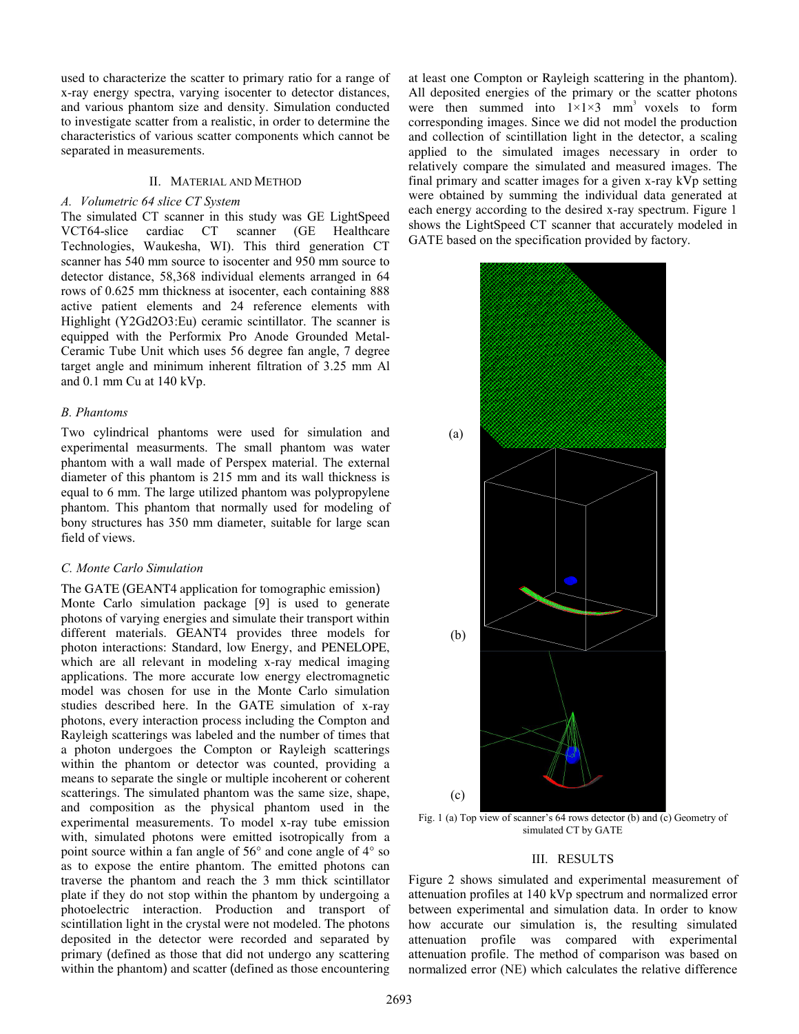used to characterize the scatter to primary ratio for a range of x-ray energy spectra, varying isocenter to detector distances, and various phantom size and density. Simulation conducted to investigate scatter from a realistic, in order to determine the characteristics of various scatter components which cannot be separated in measurements.

## II. Material and Method

### *A. Volumetric 64 slice CT System*

The simulated CT scanner in this study was GE LightSpeed VCT64-slice cardiac CT scanner (GE Healthcare Technologies, Waukesha, WI). This third generation CT scanner has 540 mm source to isocenter and 950 mm source to detector distance, 58,368 individual elements arranged in 64 rows of 0.625 mm thickness at isocenter, each containing 888 active patient elements and 24 reference elements with Highlight ($Y_2Gd_2O_3$:Eu) ceramic scintillator. The scanner is equipped with the Performix Pro Anode Grounded Metal-Ceramic Tube Unit which uses 56 degree fan angle, 7 degree target angle and minimum inherent filtration of 3.25 mm Al and 0.1 mm Cu at 140 kVp.

### *B. Phantoms*

Two cylindrical phantoms were used for simulation and experimental measurments. The small phantom was water phantom with a wall made of Perspex material. The external diameter of this phantom is 215 mm and its wall thickness is equal to 6 mm. The large utilized phantom was polypropylene phantom. This phantom that normally used for modeling of bony structures has 350 mm diameter, suitable for large scan field of views.

### *C. Monte Carlo Simulation*

The GATE (GEANT4 application for tomographic emission) Monte Carlo simulation package [9] is used to generate photons of varying energies and simulate their transport within different materials. GEANT4 provides three models for photon interactions: Standard, low Energy, and PENELOPE, which are all relevant in modeling x-ray medical imaging applications. The more accurate low energy electromagnetic model was chosen for use in the Monte Carlo simulation studies described here. In the GATE simulation of x-ray photons, every interaction process including the Compton and Rayleigh scatterings was labeled and the number of times that a photon undergoes the Compton or Rayleigh scatterings within the phantom or detector was counted, providing a means to separate the single or multiple incoherent or coherent scatterings. The simulated phantom was the same size, shape, and composition as the physical phantom used in the experimental measurements. To model x-ray tube emission with, simulated photons were emitted isotropically from a point source within a fan angle of 56° and cone angle of 4° so as to expose the entire phantom. The emitted photons can traverse the phantom and reach the 3 mm thick scintillator plate if they do not stop within the phantom by undergoing a photoelectric interaction. Production and transport of scintillation light in the crystal were not modeled. The photons deposited in the detector were recorded and separated by primary (defined as those that did not undergo any scattering within the phantom) and scatter (defined as those encountering at least one Compton or Rayleigh scattering in the phantom). All deposited energies of the primary or the scatter photons were then summed into $1{\times}1{\times}3$ $mm^3$ voxels to form corresponding images. Since we did not model the production and collection of scintillation light in the detector, a scaling applied to the simulated images necessary in order to relatively compare the simulated and measured images. The final primary and scatter images for a given x-ray kVp setting were obtained by summing the individual data generated at each energy according to the desired x-ray spectrum. Figure 1 shows the LightSpeed CT scanner that accurately modeled in GATE based on the specification provided by factory.

(a)

(b)

(c)

Fig. 1 (a) Top view of scanner's 64 rows detector (b) and (c) Geometry of simulated CT by GATE

## III. Results

Figure 2 shows simulated and experimental measurement of attenuation profiles at 140 kVp spectrum and normalized error between experimental and simulation data. In order to know how accurate our simulation is, the resulting simulated attenuation profile was compared with experimental attenuation profile. The method of comparison was based on normalized error (NE) which calculates the relative difference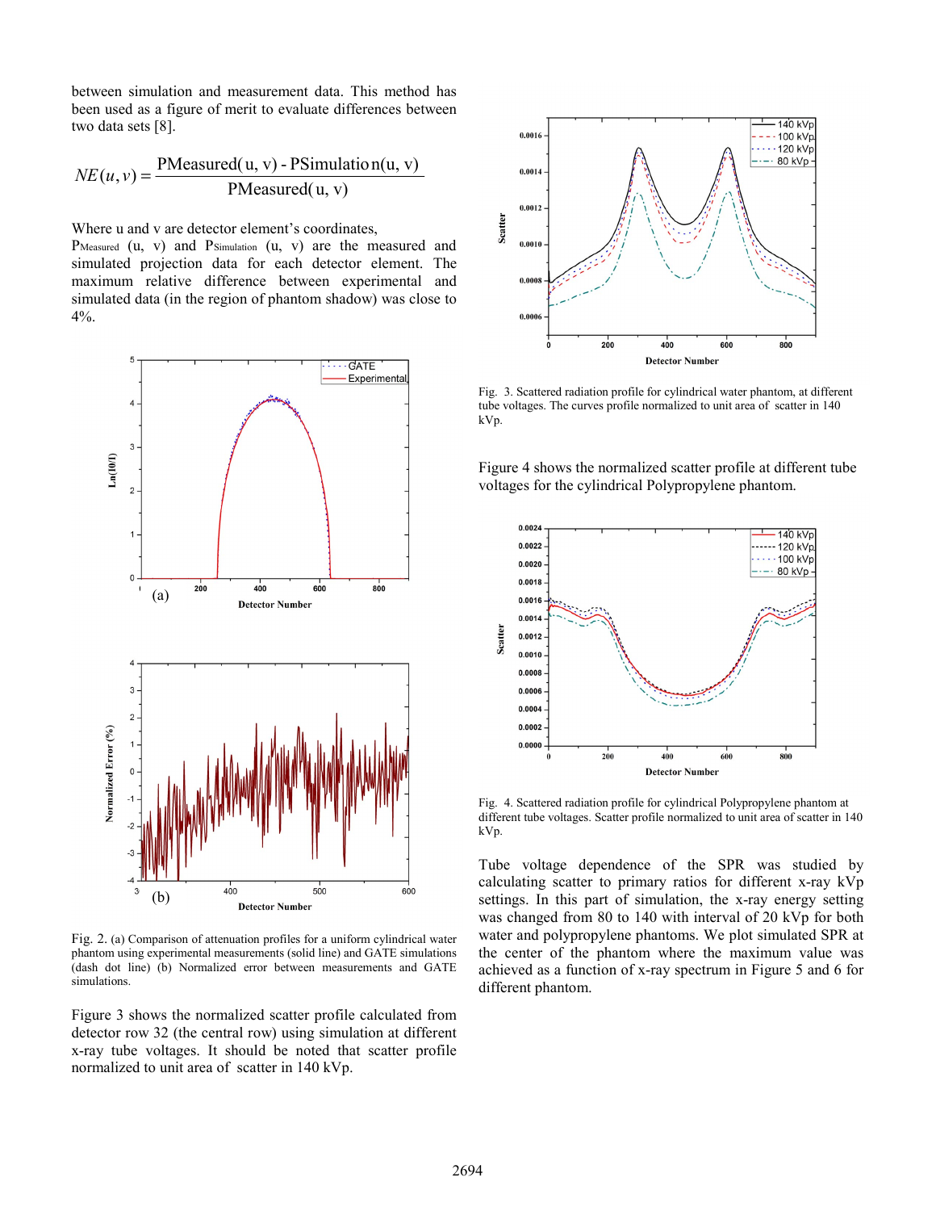between simulation and measurement data. This method has been used as a figure of merit to evaluate differences between two data sets [8].

$$NE(u,v) = \frac{\text{PMeasured}(u,v) - \text{PSimulation}(u,v)}{\text{PMeasured}(u,v)}$$

Where u and v are detector element's coordinates, $P_{Measured}$ (u, v) and $P_{Simulation}$ (u, v) are the measured and simulated projection data for each detector element. The maximum relative difference between experimental and simulated data (in the region of phantom shadow) was close to 4%.

Fig. 2. (a) Comparison of attenuation profiles for a uniform cylindrical water phantom using experimental measurements (solid line) and GATE simulations (dash dot line) (b) Normalized error between measurements and GATE simulations.

Figure 3 shows the normalized scatter profile calculated from detector row 32 (the central row) using simulation at different x-ray tube voltages. It should be noted that scatter profile normalized to unit area of scatter in 140 kVp.

Fig. 3. Scattered radiation profile for cylindrical water phantom, at different tube voltages. The curves profile normalized to unit area of scatter in 140 kVp.

Figure 4 shows the normalized scatter profile at different tube voltages for the cylindrical Polypropylene phantom.

Fig. 4. Scattered radiation profile for cylindrical Polypropylene phantom at different tube voltages. Scatter profile normalized to unit area of scatter in 140 kVp.

Tube voltage dependence of the SPR was studied by calculating scatter to primary ratios for different x-ray kVp settings. In this part of simulation, the x-ray energy setting was changed from 80 to 140 with interval of 20 kVp for both water and polypropylene phantoms. We plot simulated SPR at the center of the phantom where the maximum value was achieved as a function of x-ray spectrum in Figure 5 and 6 for different phantom.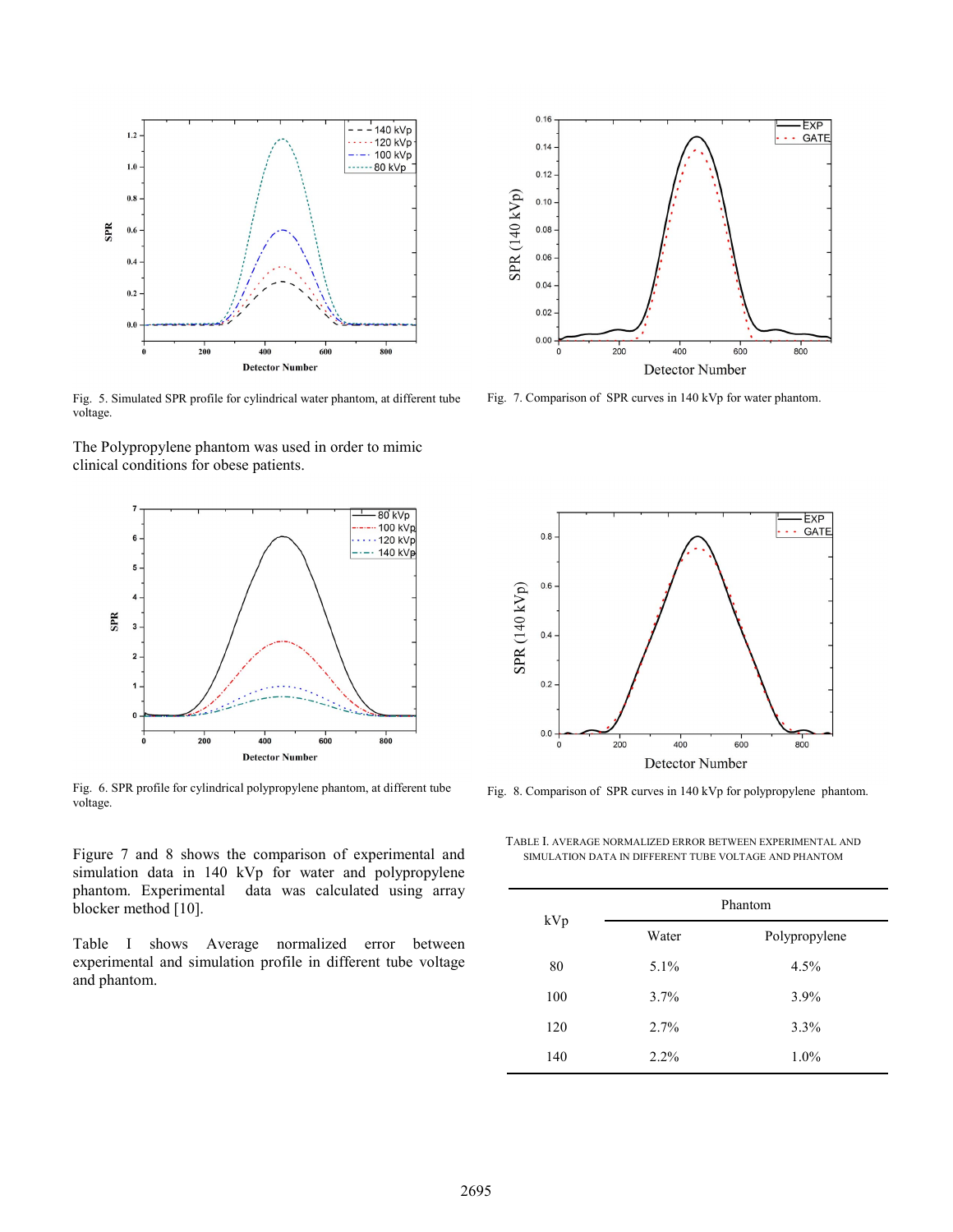Fig. 5. Simulated SPR profile for cylindrical water phantom, at different tube voltage.

The Polypropylene phantom was used in order to mimic clinical conditions for obese patients.

Fig. 6. SPR profile for cylindrical polypropylene phantom, at different tube voltage.

Figure 7 and 8 shows the comparison of experimental and simulation data in 140 kVp for water and polypropylene phantom. Experimental data was calculated using array blocker method [10].

Table I shows Average normalized error between experimental and simulation profile in different tube voltage and phantom.

Fig. 7. Comparison of SPR curves in 140 kVp for water phantom.

Fig. 8. Comparison of SPR curves in 140 kVp for polypropylene phantom.

TABLE I. AVERAGE NORMALIZED ERROR BETWEEN EXPERIMENTAL AND SIMULATION DATA IN DIFFERENT TUBE VOLTAGE AND PHANTOM

| kVp | Phantom | |
|---|---|---|
| | Water | Polypropylene |
| 80 | 5.1% | 4.5% |
| 100 | 3.7% | 3.9% |
| 120 | 2.7% | 3.3% |
| 140 | 2.2% | 1.0% |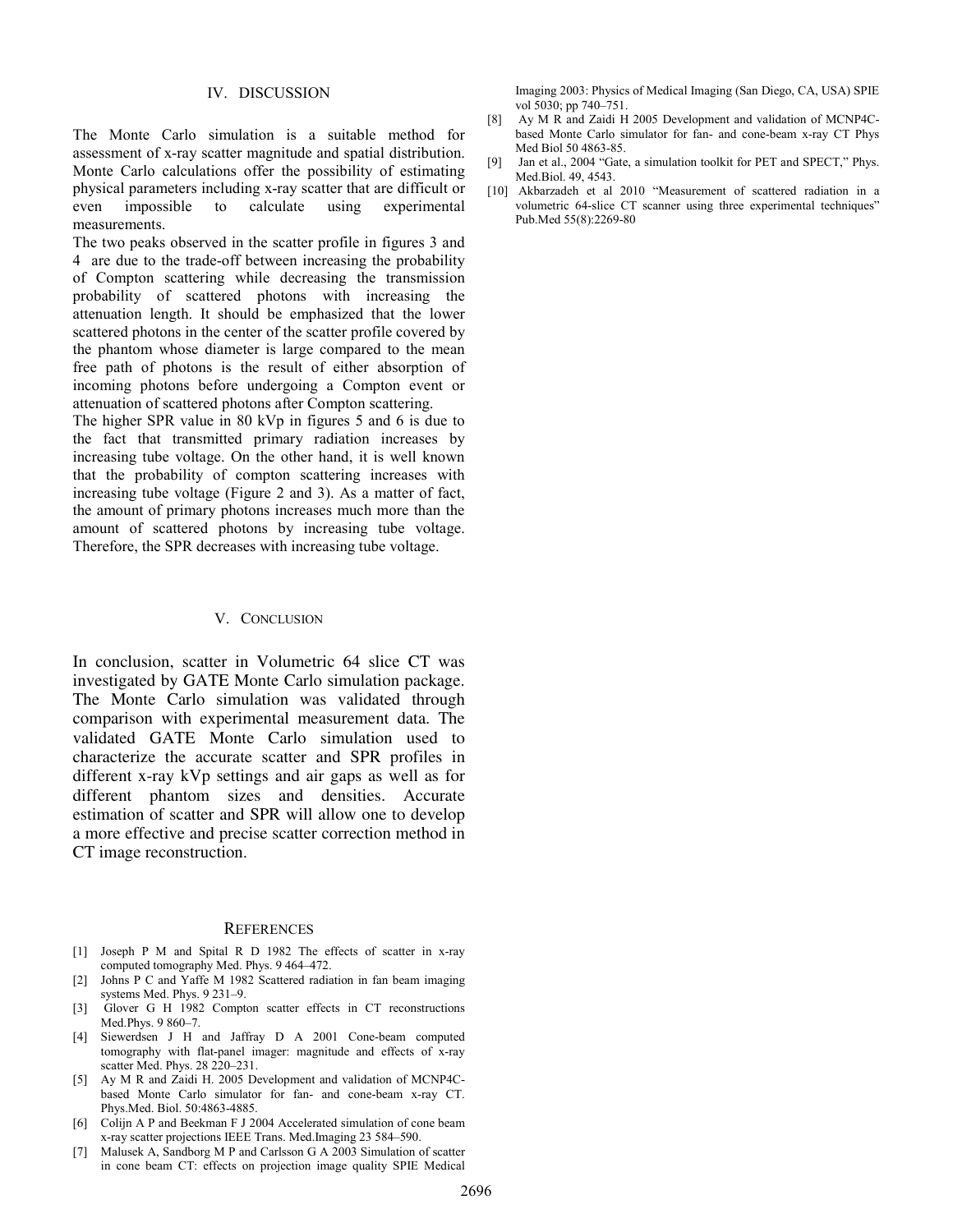## IV. DISCUSSION

The Monte Carlo simulation is a suitable method for assessment of x-ray scatter magnitude and spatial distribution. Monte Carlo calculations offer the possibility of estimating physical parameters including x-ray scatter that are difficult or even impossible to calculate using experimental measurements.

The two peaks observed in the scatter profile in figures 3 and 4 are due to the trade-off between increasing the probability of Compton scattering while decreasing the transmission probability of scattered photons with increasing the attenuation length. It should be emphasized that the lower scattered photons in the center of the scatter profile covered by the phantom whose diameter is large compared to the mean free path of photons is the result of either absorption of incoming photons before undergoing a Compton event or attenuation of scattered photons after Compton scattering.

The higher SPR value in 80 kVp in figures 5 and 6 is due to the fact that transmitted primary radiation increases by increasing tube voltage. On the other hand, it is well known that the probability of compton scattering increases with increasing tube voltage (Figure 2 and 3). As a matter of fact, the amount of primary photons increases much more than the amount of scattered photons by increasing tube voltage. Therefore, the SPR decreases with increasing tube voltage.

## V. CONCLUSION

In conclusion, scatter in Volumetric 64 slice CT was investigated by GATE Monte Carlo simulation package. The Monte Carlo simulation was validated through comparison with experimental measurement data. The validated GATE Monte Carlo simulation used to characterize the accurate scatter and SPR profiles in different x-ray kVp settings and air gaps as well as for different phantom sizes and densities. Accurate estimation of scatter and SPR will allow one to develop a more effective and precise scatter correction method in CT image reconstruction.

## REFERENCES

[1] Joseph P M and Spital R D 1982 The effects of scatter in x-ray computed tomography Med. Phys. 9 464–472.

[2] Johns P C and Yaffe M 1982 Scattered radiation in fan beam imaging systems Med. Phys. 9 231–9.

[3] Glover G H 1982 Compton scatter effects in CT reconstructions Med.Phys. 9 860–7.

[4] Siewerdsen J H and Jaffray D A 2001 Cone-beam computed tomography with flat-panel imager: magnitude and effects of x-ray scatter Med. Phys. 28 220–231.

[5] Ay M R and Zaidi H. 2005 Development and validation of MCNP4C-based Monte Carlo simulator for fan- and cone-beam x-ray CT. Phys.Med. Biol. 50:4863-4885.

[6] Colijn A P and Beekman F J 2004 Accelerated simulation of cone beam x-ray scatter projections IEEE Trans. Med.Imaging 23 584–590.

[7] Malusek A, Sandborg M P and Carlsson G A 2003 Simulation of scatter in cone beam CT: effects on projection image quality SPIE Medical Imaging 2003: Physics of Medical Imaging (San Diego, CA, USA) SPIE vol 5030; pp 740–751.

[8] Ay M R and Zaidi H 2005 Development and validation of MCNP4C-based Monte Carlo simulator for fan- and cone-beam x-ray CT Phys Med Biol 50 4863-85.

[9] Jan et al., 2004 "Gate, a simulation toolkit for PET and SPECT," Phys. Med.Biol. 49, 4543.

[10] Akbarzadeh et al 2010 "Measurement of scattered radiation in a volumetric 64-slice CT scanner using three experimental techniques" Pub.Med 55(8):2269-80